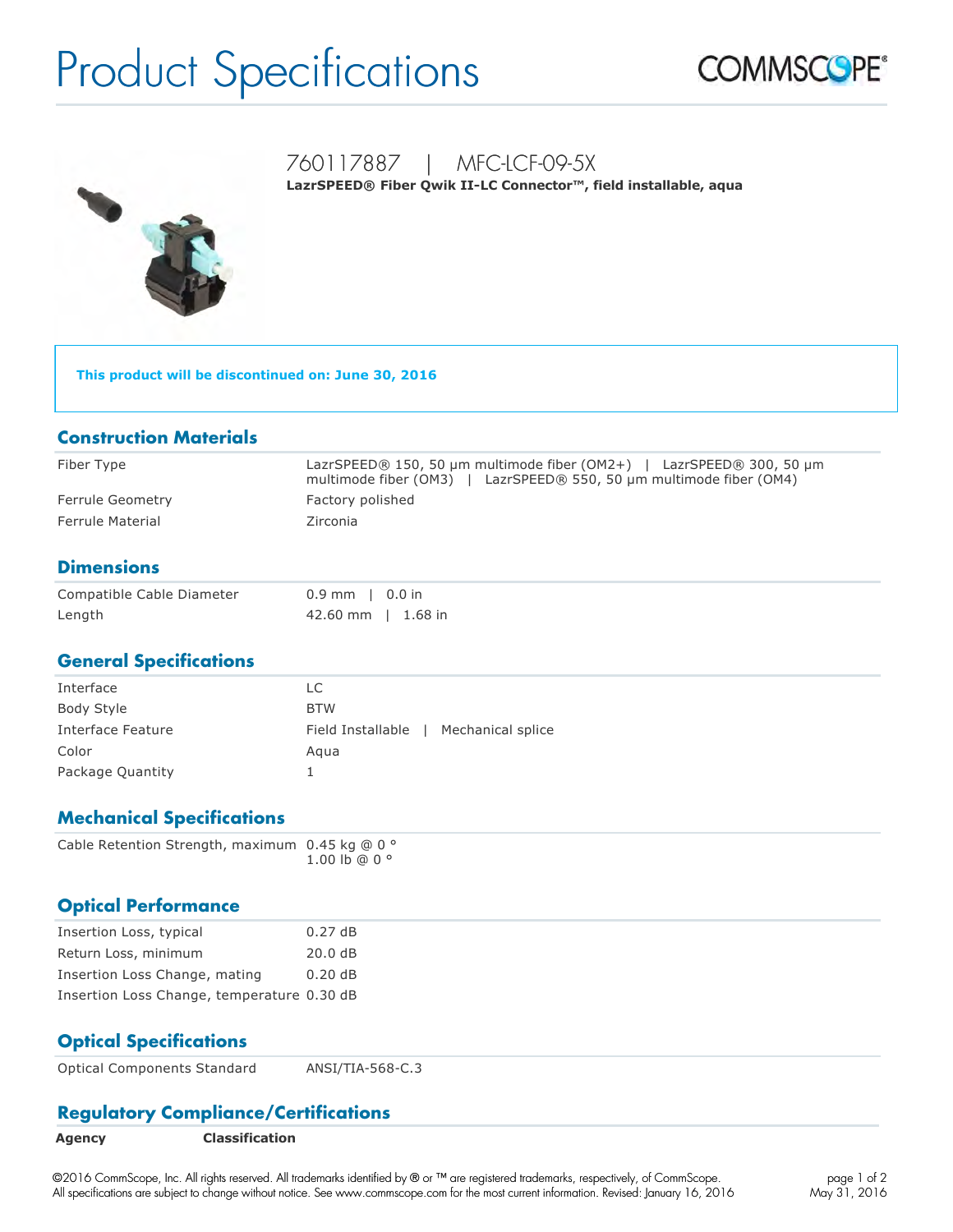# Product Specifications

COMMSCOPE®

## 760117887 | MFC-LCF-09-5X

**LazrSPEED® Fiber Qwik II-LC Connector™, field installable, aqua**

**This product will be discontinued on: June 30, 2016**

## Construction Materials

| | |
|---|---|
| Fiber Type | LazrSPEED® 150, 50 µm multimode fiber (OM2+) \| LazrSPEED® 300, 50 µm multimode fiber (OM3) \| LazrSPEED® 550, 50 µm multimode fiber (OM4) |
| Ferrule Geometry | Factory polished |
| Ferrule Material | Zirconia |

## Dimensions

| | |
|---|---|
| Compatible Cable Diameter | 0.9 mm \| 0.0 in |
| Length | 42.60 mm \| 1.68 in |

## General Specifications

| | |
|---|---|
| Interface | LC |
| Body Style | BTW |
| Interface Feature | Field Installable \| Mechanical splice |
| Color | Aqua |
| Package Quantity | 1 |

## Mechanical Specifications

| | |
|---|---|
| Cable Retention Strength, maximum | 0.45 kg @ 0 °<br>1.00 lb @ 0 ° |

## Optical Performance

| | |
|---|---|
| Insertion Loss, typical | 0.27 dB |
| Return Loss, minimum | 20.0 dB |
| Insertion Loss Change, mating | 0.20 dB |
| Insertion Loss Change, temperature | 0.30 dB |

## Optical Specifications

| | |
|---|---|
| Optical Components Standard | ANSI/TIA-568-C.3 |

## Regulatory Compliance/Certifications

| Agency | Classification |
|---|---|

©2016 CommScope, Inc. All rights reserved. All trademarks identified by ® or ™ are registered trademarks, respectively, of CommScope.
All specifications are subject to change without notice. See www.commscope.com for the most current information. Revised: January 16, 2016

May 31, 2016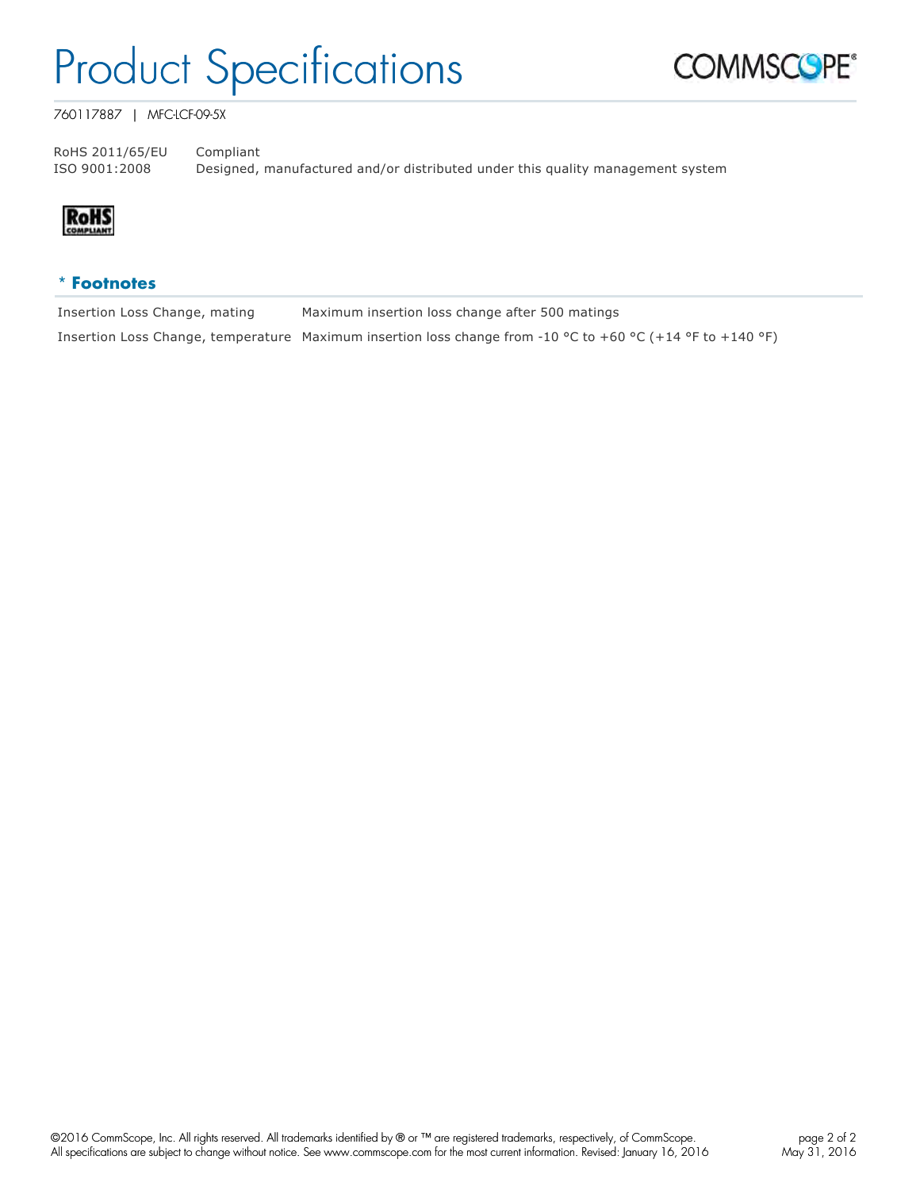760117887 | MFC-LCF-09-5X

| | |
|---|---|
| RoHS 2011/65/EU | Compliant |
| ISO 9001:2008 | Designed, manufactured and/or distributed under this quality management system |

## * Footnotes

| | |
|---|---|
| Insertion Loss Change, mating | Maximum insertion loss change after 500 matings |
| Insertion Loss Change, temperature | Maximum insertion loss change from -10 °C to +60 °C (+14 °F to +140 °F) |